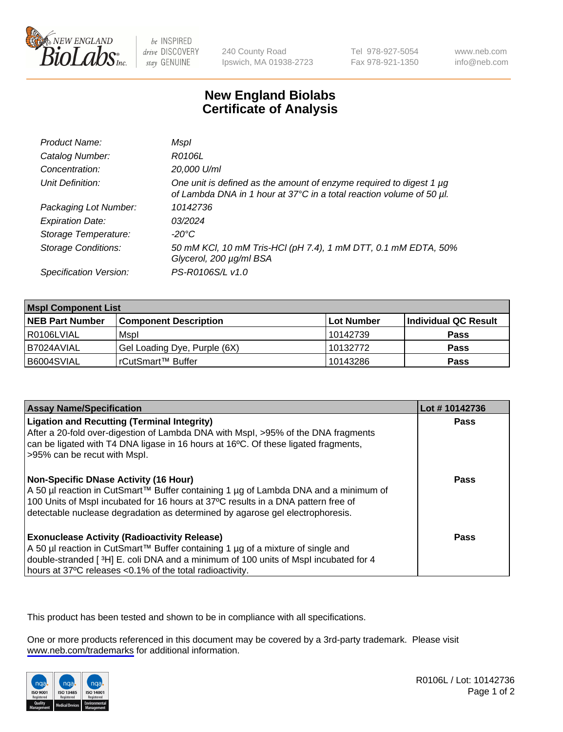# New England Biolabs Certificate of Analysis

| | |
|---|---|
| *Product Name:* | *MspI* |
| *Catalog Number:* | *R0106L* |
| *Concentration:* | *20,000 U/ml* |
| *Unit Definition:* | *One unit is defined as the amount of enzyme required to digest 1 µg of Lambda DNA in 1 hour at 37°C in a total reaction volume of 50 µl.* |
| *Packaging Lot Number:* | *10142736* |
| *Expiration Date:* | *03/2024* |
| *Storage Temperature:* | *-20°C* |
| *Storage Conditions:* | *50 mM KCl, 10 mM Tris-HCl (pH 7.4), 1 mM DTT, 0.1 mM EDTA, 50% Glycerol, 200 µg/ml BSA* |
| *Specification Version:* | *PS-R0106S/L v1.0* |

| **MspI Component List** | | | |
|---|---|---|---|
| **NEB Part Number** | **Component Description** | **Lot Number** | **Individual QC Result** |
| R0106LVIAL | MspI | 10142739 | **Pass** |
| B7024AVIAL | Gel Loading Dye, Purple (6X) | 10132772 | **Pass** |
| B6004SVIAL | rCutSmart™ Buffer | 10143286 | **Pass** |

| **Assay Name/Specification** | **Lot # 10142736** |
|---|---|
| **Ligation and Recutting (Terminal Integrity)** After a 20-fold over-digestion of Lambda DNA with MspI, >95% of the DNA fragments can be ligated with T4 DNA ligase in 16 hours at 16ºC. Of these ligated fragments, >95% can be recut with MspI. | **Pass** |
| **Non-Specific DNase Activity (16 Hour)** A 50 µl reaction in CutSmart™ Buffer containing 1 µg of Lambda DNA and a minimum of 100 Units of MspI incubated for 16 hours at 37ºC results in a DNA pattern free of detectable nuclease degradation as determined by agarose gel electrophoresis. | **Pass** |
| **Exonuclease Activity (Radioactivity Release)** A 50 µl reaction in CutSmart™ Buffer containing 1 µg of a mixture of single and double-stranded [ $^{3}$H] E. coli DNA and a minimum of 100 units of MspI incubated for 4 hours at 37ºC releases <0.1% of the total radioactivity. | **Pass** |

This product has been tested and shown to be in compliance with all specifications.

One or more products referenced in this document may be covered by a 3rd-party trademark. Please visit www.neb.com/trademarks for additional information.

R0106L / Lot: 10142736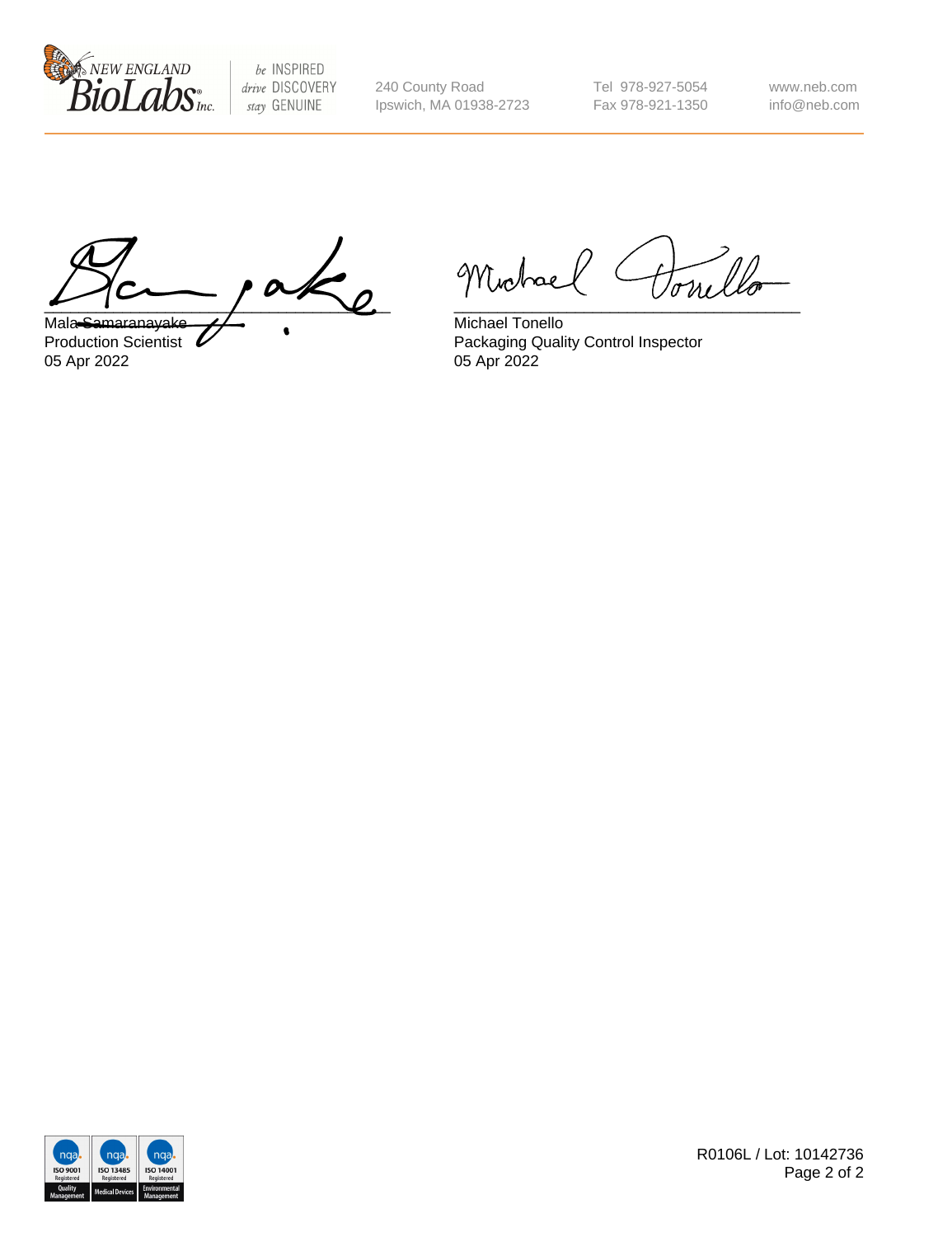Mala Samaranayake
Production Scientist
05 Apr 2022

Michael Tonello
Packaging Quality Control Inspector
05 Apr 2022